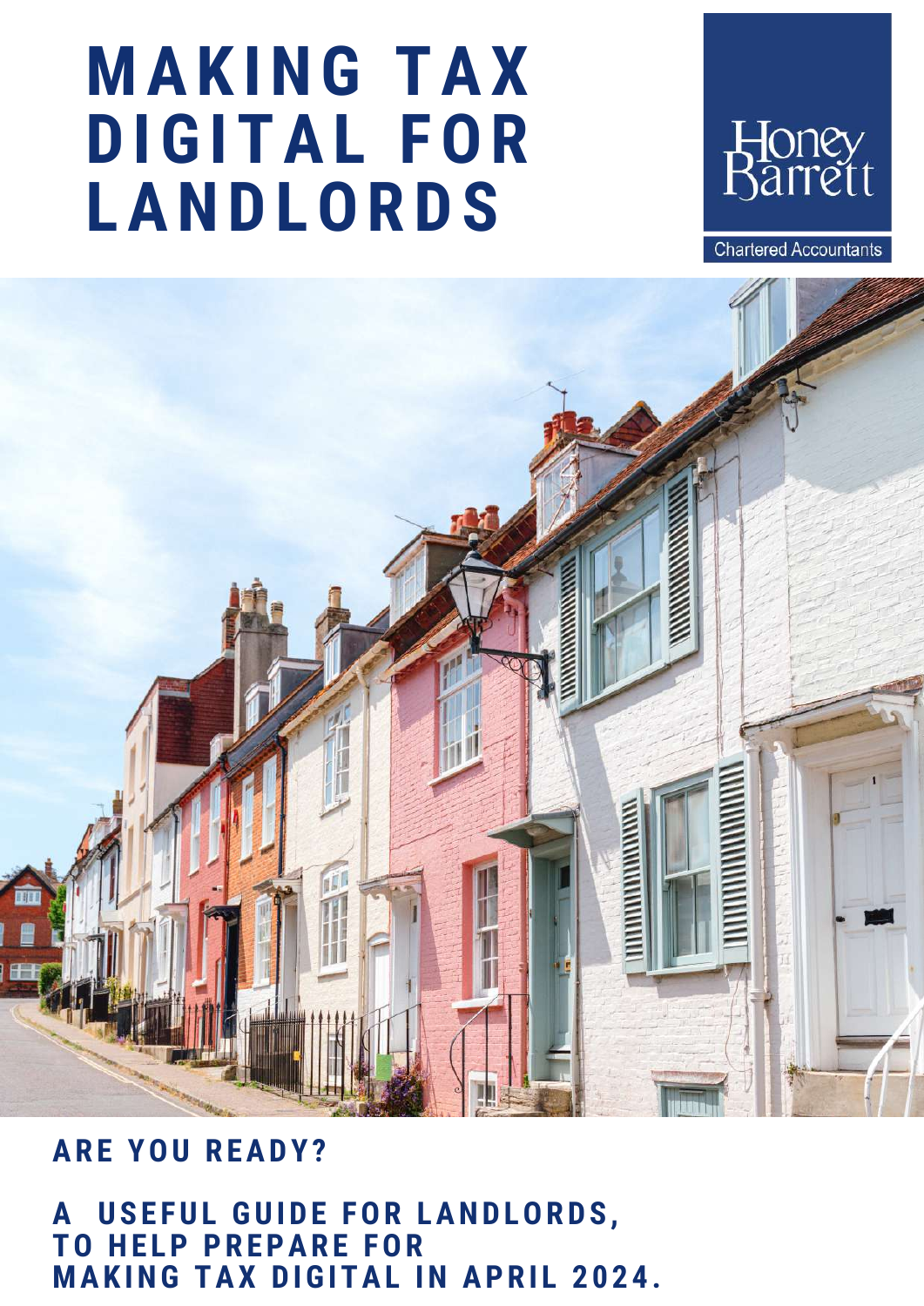# MAKING TAX DIGITAL FOR LANDLORDS

Honey Barrett

Chartered Accountants

## ARE YOU READY?

## A USEFUL GUIDE FOR LANDLORDS, TO HELP PREPARE FOR MAKING TAX DIGITAL IN APRIL 2024.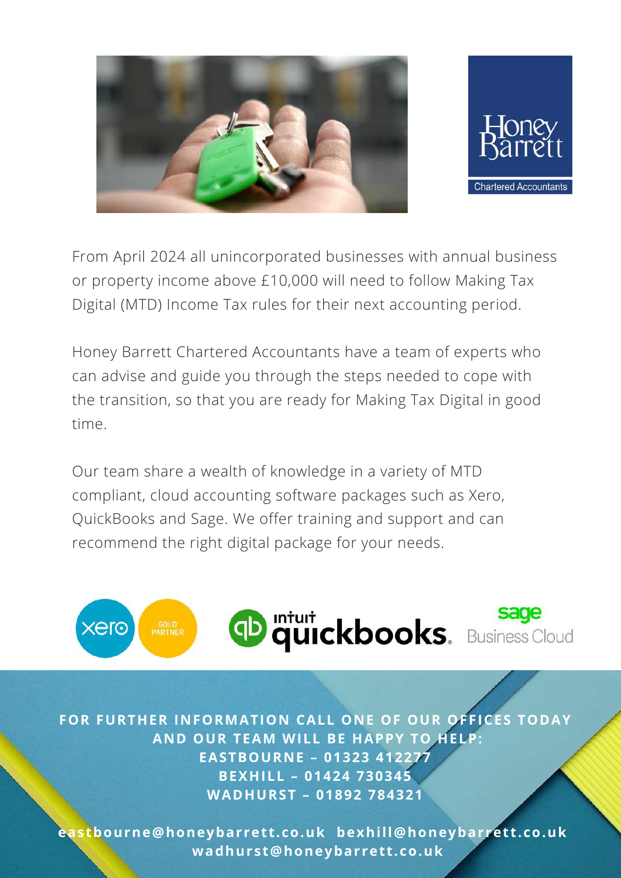From April 2024 all unincorporated businesses with annual business or property income above £10,000 will need to follow Making Tax Digital (MTD) Income Tax rules for their next accounting period.

Honey Barrett Chartered Accountants have a team of experts who can advise and guide you through the steps needed to cope with the transition, so that you are ready for Making Tax Digital in good time.

Our team share a wealth of knowledge in a variety of MTD compliant, cloud accounting software packages such as Xero, QuickBooks and Sage. We offer training and support and can recommend the right digital package for your needs.

**FOR FURTHER INFORMATION CALL ONE OF OUR OFFICES TODAY AND OUR TEAM WILL BE HAPPY TO HELP:**

**EASTBOURNE – 01323 412277**

**BEXHILL – 01424 730345**

**WADHURST – 01892 784321**

**eastbourne@honeybarrett.co.uk bexhill@honeybarrett.co.uk wadhurst@honeybarrett.co.uk**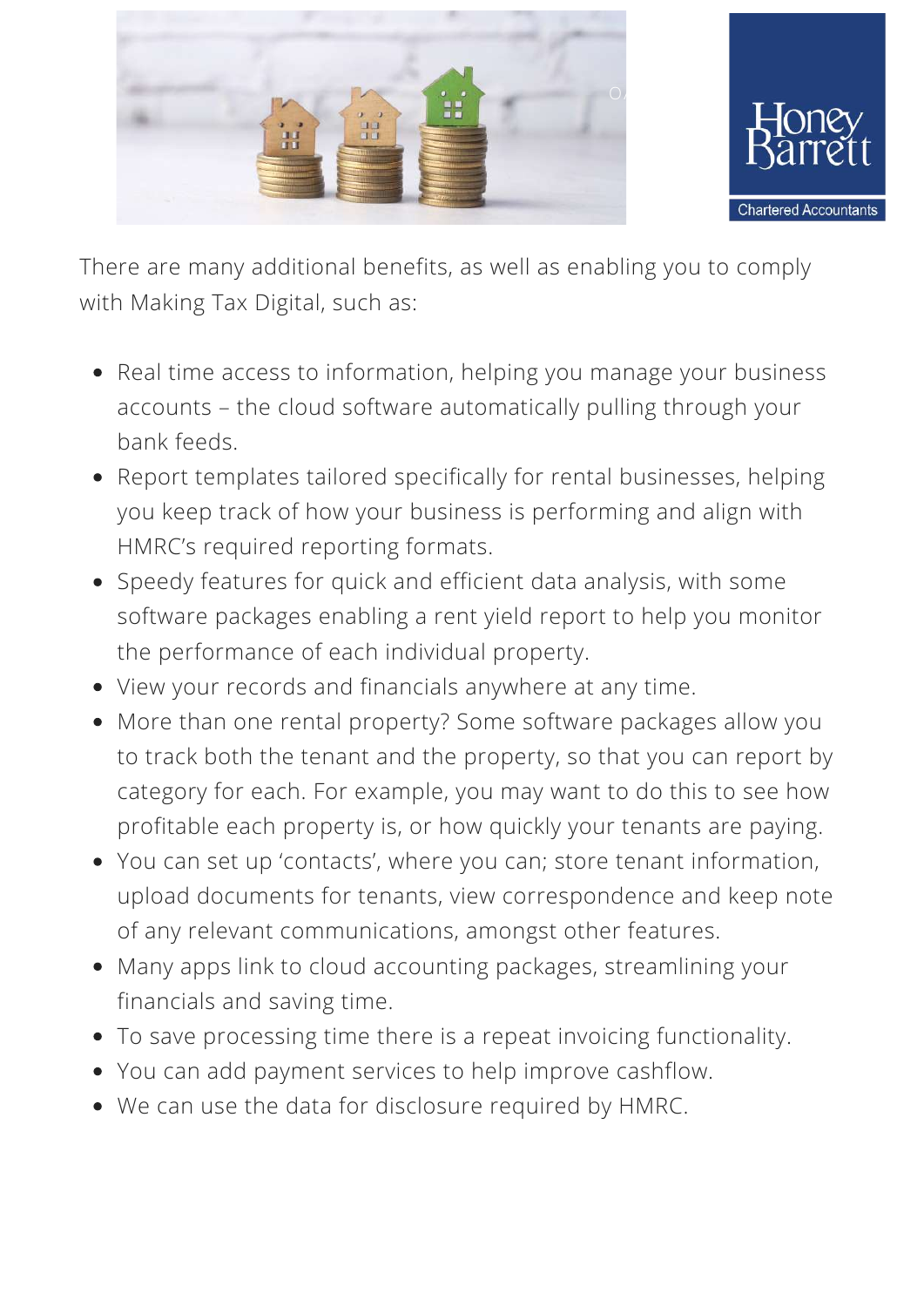There are many additional benefits, as well as enabling you to comply with Making Tax Digital, such as:

- Real time access to information, helping you manage your business accounts – the cloud software automatically pulling through your bank feeds.
- Report templates tailored specifically for rental businesses, helping you keep track of how your business is performing and align with HMRC's required reporting formats.
- Speedy features for quick and efficient data analysis, with some software packages enabling a rent yield report to help you monitor the performance of each individual property.
- View your records and financials anywhere at any time.
- More than one rental property? Some software packages allow you to track both the tenant and the property, so that you can report by category for each. For example, you may want to do this to see how profitable each property is, or how quickly your tenants are paying.
- You can set up 'contacts', where you can; store tenant information, upload documents for tenants, view correspondence and keep note of any relevant communications, amongst other features.
- Many apps link to cloud accounting packages, streamlining your financials and saving time.
- To save processing time there is a repeat invoicing functionality.
- You can add payment services to help improve cashflow.
- We can use the data for disclosure required by HMRC.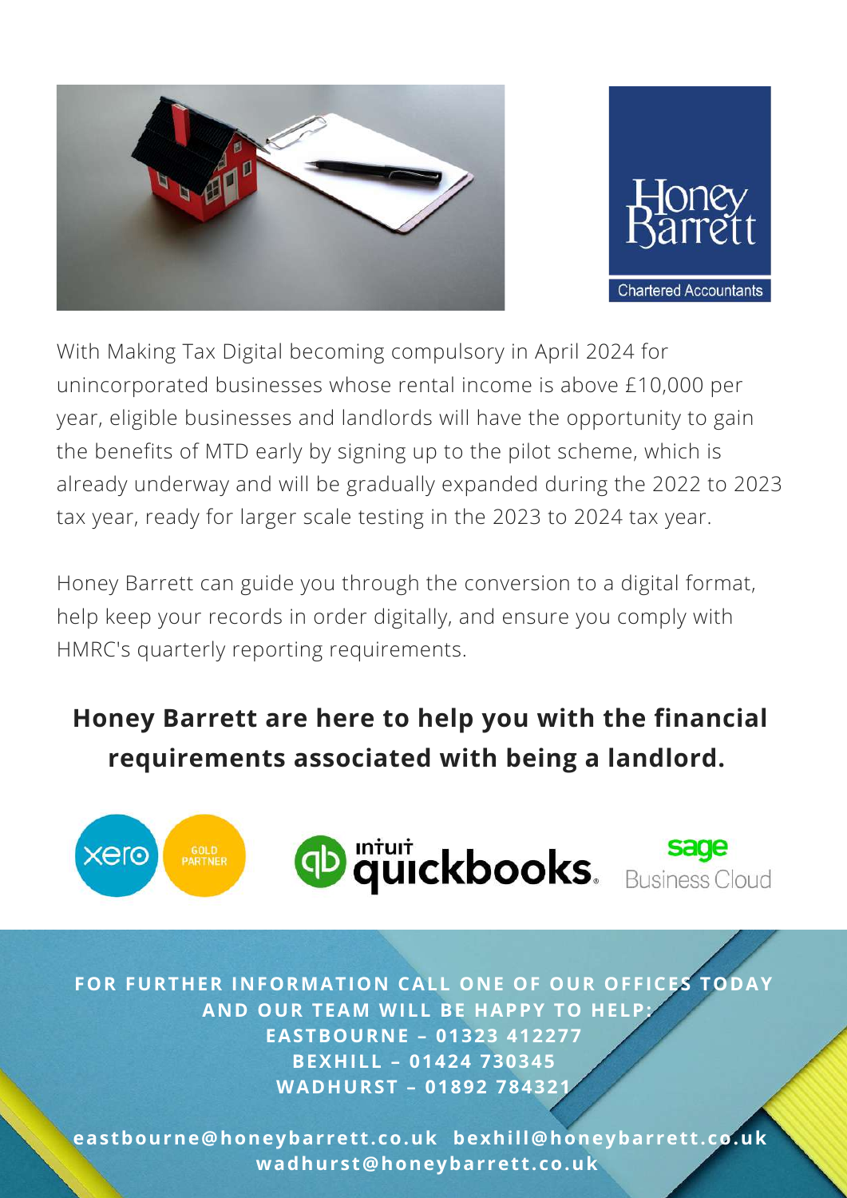With Making Tax Digital becoming compulsory in April 2024 for unincorporated businesses whose rental income is above £10,000 per year, eligible businesses and landlords will have the opportunity to gain the benefits of MTD early by signing up to the pilot scheme, which is already underway and will be gradually expanded during the 2022 to 2023 tax year, ready for larger scale testing in the 2023 to 2024 tax year.

Honey Barrett can guide you through the conversion to a digital format, help keep your records in order digitally, and ensure you comply with HMRC's quarterly reporting requirements.

**Honey Barrett are here to help you with the financial requirements associated with being a landlord.**

**FOR FURTHER INFORMATION CALL ONE OF OUR OFFICES TODAY AND OUR TEAM WILL BE HAPPY TO HELP:**

**EASTBOURNE – 01323 412277**

**BEXHILL – 01424 730345**

**WADHURST – 01892 784321**

**eastbourne@honeybarrett.co.uk bexhill@honeybarrett.co.uk wadhurst@honeybarrett.co.uk**